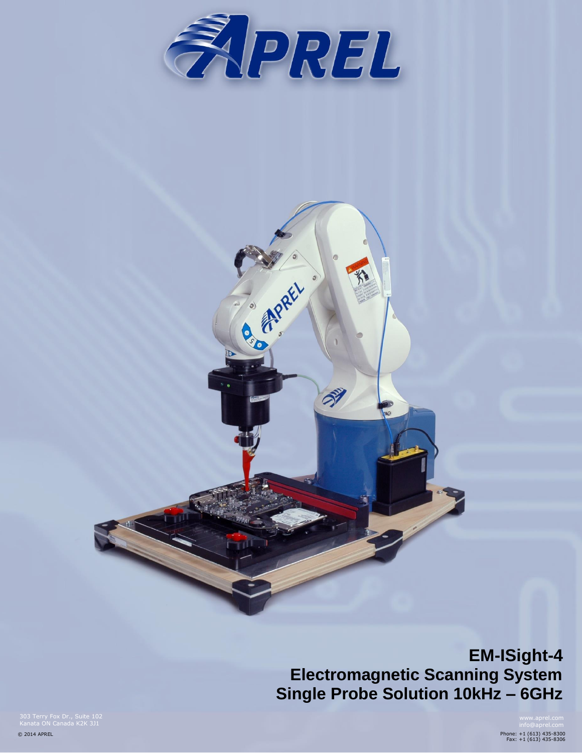# APREL

## EM-ISight-4
## Electromagnetic Scanning System
## Single Probe Solution 10kHz – 6GHz

303 Terry Fox Dr., Suite 102
Kanata ON Canada K2K 3J1

© 2014 APREL

www.aprel.com
info@aprel.com
Phone: +1 (613) 435-8300
Fax: +1 (613) 435-8306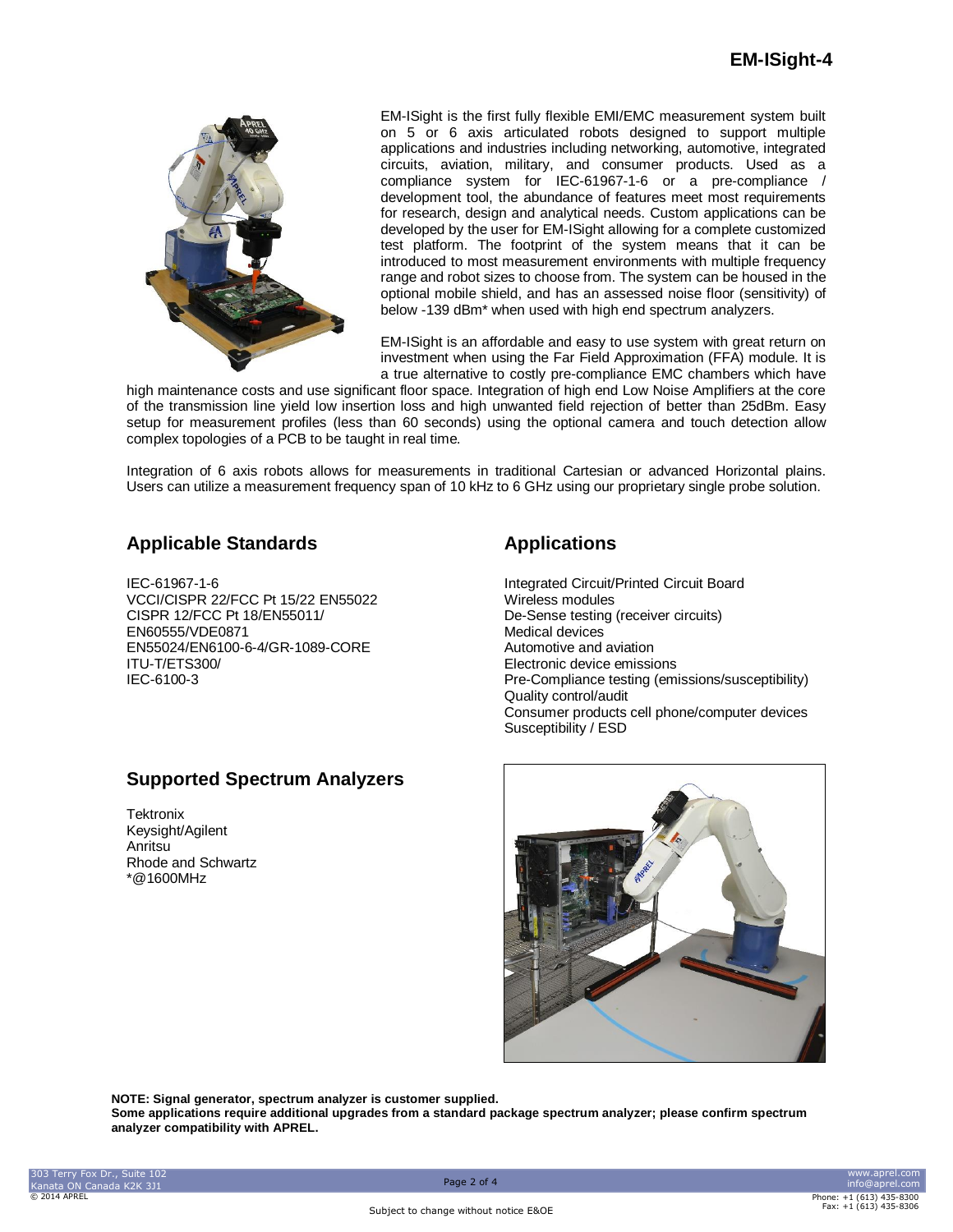EM-ISight is the first fully flexible EMI/EMC measurement system built on 5 or 6 axis articulated robots designed to support multiple applications and industries including networking, automotive, integrated circuits, aviation, military, and consumer products. Used as a compliance system for IEC-61967-1-6 or a pre-compliance / development tool, the abundance of features meet most requirements for research, design and analytical needs. Custom applications can be developed by the user for EM-ISight allowing for a complete customized test platform. The footprint of the system means that it can be introduced to most measurement environments with multiple frequency range and robot sizes to choose from. The system can be housed in the optional mobile shield, and has an assessed noise floor (sensitivity) of below -139 dBm* when used with high end spectrum analyzers.

EM-ISight is an affordable and easy to use system with great return on investment when using the Far Field Approximation (FFA) module. It is a true alternative to costly pre-compliance EMC chambers which have high maintenance costs and use significant floor space. Integration of high end Low Noise Amplifiers at the core of the transmission line yield low insertion loss and high unwanted field rejection of better than 25dBm. Easy setup for measurement profiles (less than 60 seconds) using the optional camera and touch detection allow complex topologies of a PCB to be taught in real time.

Integration of 6 axis robots allows for measurements in traditional Cartesian or advanced Horizontal plains. Users can utilize a measurement frequency span of 10 kHz to 6 GHz using our proprietary single probe solution.

## Applicable Standards

IEC-61967-1-6
VCCI/CISPR 22/FCC Pt 15/22 EN55022
CISPR 12/FCC Pt 18/EN55011/
EN60555/VDE0871
EN55024/EN6100-6-4/GR-1089-CORE
ITU-T/ETS300/
IEC-6100-3

## Applications

Integrated Circuit/Printed Circuit Board
Wireless modules
De-Sense testing (receiver circuits)
Medical devices
Automotive and aviation
Electronic device emissions
Pre-Compliance testing (emissions/susceptibility)
Quality control/audit
Consumer products cell phone/computer devices
Susceptibility / ESD

## Supported Spectrum Analyzers

Tektronix
Keysight/Agilent
Anritsu
Rhode and Schwartz
*@1600MHz

**NOTE: Signal generator, spectrum analyzer is customer supplied.**
**Some applications require additional upgrades from a standard package spectrum analyzer; please confirm spectrum analyzer compatibility with APREL.**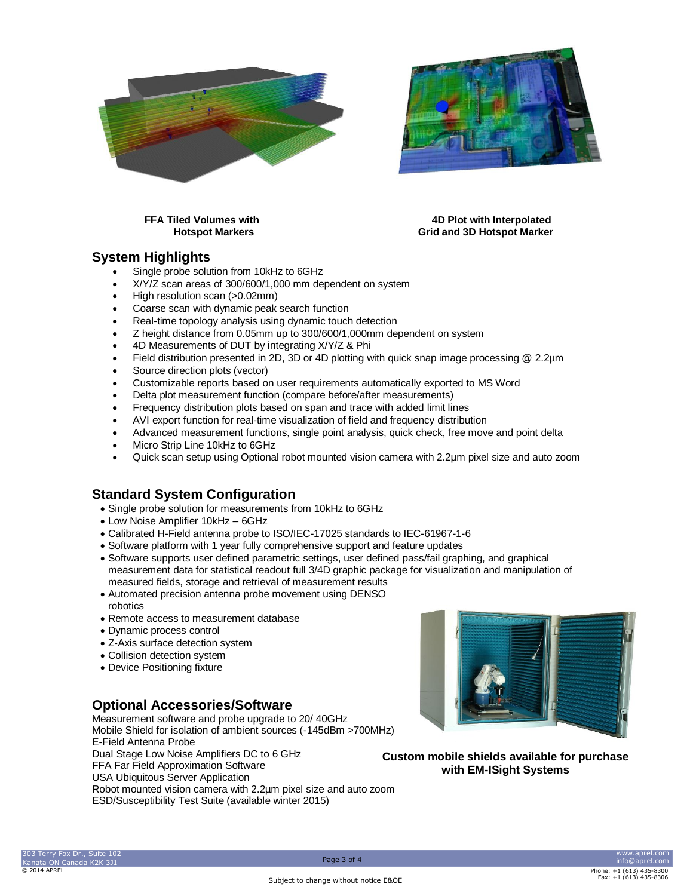**FFA Tiled Volumes with Hotspot Markers**

**4D Plot with Interpolated Grid and 3D Hotspot Marker**

## System Highlights

- Single probe solution from 10kHz to 6GHz
- X/Y/Z scan areas of 300/600/1,000 mm dependent on system
- High resolution scan (>0.02mm)
- Coarse scan with dynamic peak search function
- Real-time topology analysis using dynamic touch detection
- Z height distance from 0.05mm up to 300/600/1,000mm dependent on system
- 4D Measurements of DUT by integrating X/Y/Z & Phi
- Field distribution presented in 2D, 3D or 4D plotting with quick snap image processing @ 2.2µm
- Source direction plots (vector)
- Customizable reports based on user requirements automatically exported to MS Word
- Delta plot measurement function (compare before/after measurements)
- Frequency distribution plots based on span and trace with added limit lines
- AVI export function for real-time visualization of field and frequency distribution
- Advanced measurement functions, single point analysis, quick check, free move and point delta
- Micro Strip Line 10kHz to 6GHz
- Quick scan setup using Optional robot mounted vision camera with 2.2µm pixel size and auto zoom

## Standard System Configuration

- Single probe solution for measurements from 10kHz to 6GHz
- Low Noise Amplifier 10kHz – 6GHz
- Calibrated H-Field antenna probe to ISO/IEC-17025 standards to IEC-61967-1-6
- Software platform with 1 year fully comprehensive support and feature updates
- Software supports user defined parametric settings, user defined pass/fail graphing, and graphical measurement data for statistical readout full 3/4D graphic package for visualization and manipulation of measured fields, storage and retrieval of measurement results
- Automated precision antenna probe movement using DENSO robotics
- Remote access to measurement database
- Dynamic process control
- Z-Axis surface detection system
- Collision detection system
- Device Positioning fixture

## Optional Accessories/Software

Measurement software and probe upgrade to 20/ 40GHz
Mobile Shield for isolation of ambient sources (-145dBm >700MHz)
E-Field Antenna Probe
Dual Stage Low Noise Amplifiers DC to 6 GHz
FFA Far Field Approximation Software
USA Ubiquitous Server Application
Robot mounted vision camera with 2.2µm pixel size and auto zoom
ESD/Susceptibility Test Suite (available winter 2015)

**Custom mobile shields available for purchase with EM-ISight Systems**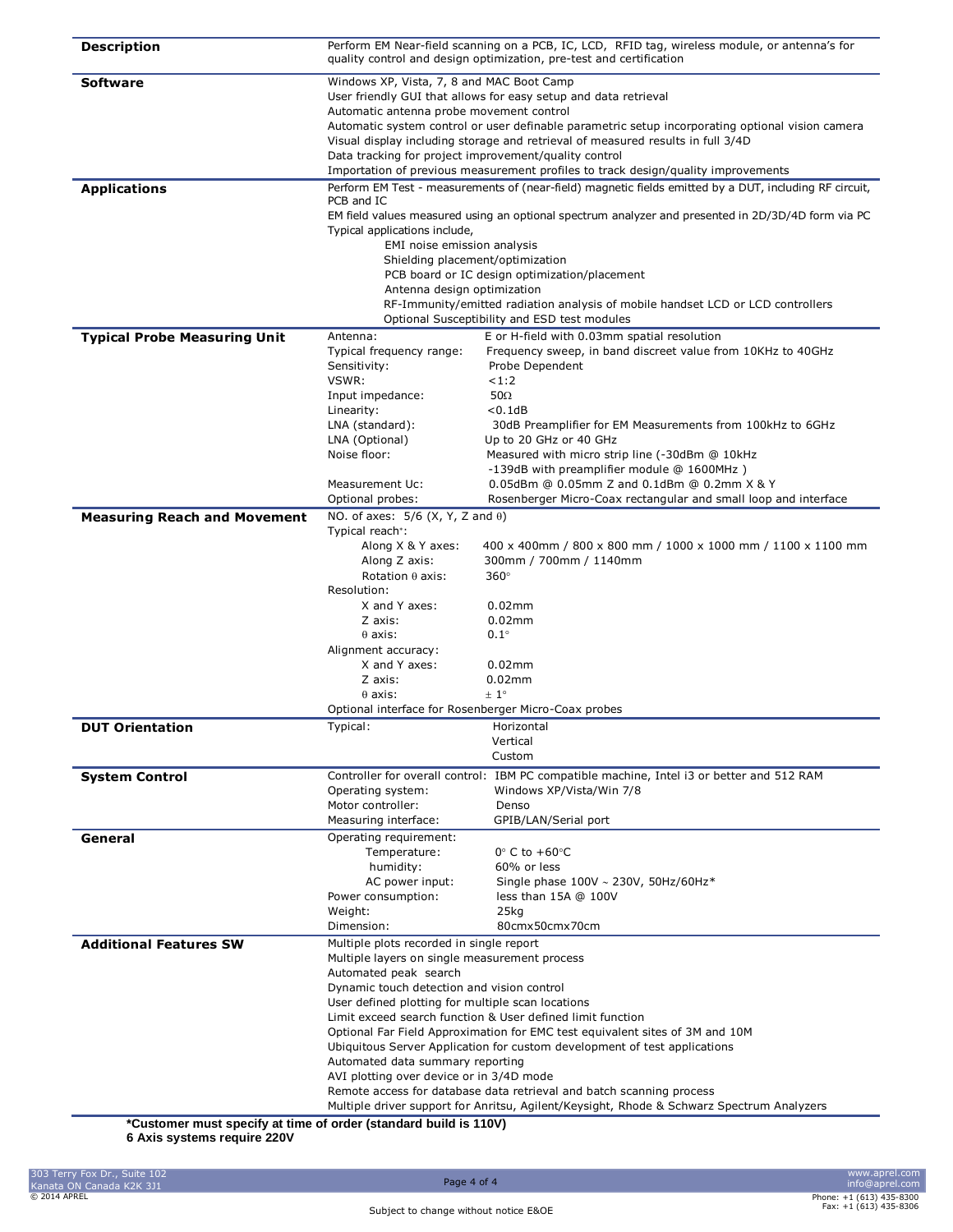| | |
|---|---|
| **Description** | Perform EM Near-field scanning on a PCB, IC, LCD, RFID tag, wireless module, or antenna's for quality control and design optimization, pre-test and certification |
| **Software** | Windows XP, Vista, 7, 8 and MAC Boot Camp<br>User friendly GUI that allows for easy setup and data retrieval<br>Automatic antenna probe movement control<br>Automatic system control or user definable parametric setup incorporating optional vision camera<br>Visual display including storage and retrieval of measured results in full 3/4D<br>Data tracking for project improvement/quality control<br>Importation of previous measurement profiles to track design/quality improvements |
| **Applications** | Perform EM Test - measurements of (near-field) magnetic fields emitted by a DUT, including RF circuit, PCB and IC<br>EM field values measured using an optional spectrum analyzer and presented in 2D/3D/4D form via PC<br>Typical applications include,<br>EMI noise emission analysis<br>Shielding placement/optimization<br>PCB board or IC design optimization/placement<br>Antenna design optimization<br>RF-Immunity/emitted radiation analysis of mobile handset LCD or LCD controllers<br>Optional Susceptibility and ESD test modules |
| **Typical Probe Measuring Unit** | Antenna: E or H-field with 0.03mm spatial resolution<br>Typical frequency range: Frequency sweep, in band discreet value from 10KHz to 40GHz<br>Sensitivity: Probe Dependent<br>VSWR: <1:2<br>Input impedance: 50Ω<br>Linearity: <0.1dB<br>LNA (standard): 30dB Preamplifier for EM Measurements from 100kHz to 6GHz<br>LNA (Optional) Up to 20 GHz or 40 GHz<br>Noise floor: Measured with micro strip line (-30dBm @ 10kHz -139dB with preamplifier module @ 1600MHz )<br>Measurement Uc: 0.05dBm @ 0.05mm Z and 0.1dBm @ 0.2mm X & Y<br>Optional probes: Rosenberger Micro-Coax rectangular and small loop and interface |
| **Measuring Reach and Movement** | NO. of axes: 5/6 (X, Y, Z and θ)<br>Typical reach*:<br>Along X & Y axes: 400 x 400mm / 800 x 800 mm / 1000 x 1000 mm / 1100 x 1100 mm<br>Along Z axis: 300mm / 700mm / 1140mm<br>Rotation θ axis: 360°<br>Resolution:<br>X and Y axes: 0.02mm<br>Z axis: 0.02mm<br>θ axis: 0.1°<br>Alignment accuracy:<br>X and Y axes: 0.02mm<br>Z axis: 0.02mm<br>θ axis: ± 1°<br>Optional interface for Rosenberger Micro-Coax probes |
| **DUT Orientation** | Typical: Horizontal<br>Vertical<br>Custom |
| **System Control** | Controller for overall control: IBM PC compatible machine, Intel i3 or better and 512 RAM<br>Operating system: Windows XP/Vista/Win 7/8<br>Motor controller: Denso<br>Measuring interface: GPIB/LAN/Serial port |
| **General** | Operating requirement:<br>Temperature: 0° C to +60°C<br>humidity: 60% or less<br>AC power input: Single phase 100V ~ 230V, 50Hz/60Hz*<br>Power consumption: less than 15A @ 100V<br>Weight: 25kg<br>Dimension: 80cmx50cmx70cm |
| **Additional Features SW** | Multiple plots recorded in single report<br>Multiple layers on single measurement process<br>Automated peak search<br>Dynamic touch detection and vision control<br>User defined plotting for multiple scan locations<br>Limit exceed search function & User defined limit function<br>Optional Far Field Approximation for EMC test equivalent sites of 3M and 10M<br>Ubiquitous Server Application for custom development of test applications<br>Automated data summary reporting<br>AVI plotting over device or in 3/4D mode<br>Remote access for database data retrieval and batch scanning process<br>Multiple driver support for Anritsu, Agilent/Keysight, Rhode & Schwarz Spectrum Analyzers |

**\*Customer must specify at time of order (standard build is 110V)**
**6 Axis systems require 220V**

303 Terry Fox Dr., Suite 102
Kanata ON Canada K2K 3J1
© 2014 APREL

www.aprel.com
info@aprel.com
Phone: +1 (613) 435-8300
Fax: +1 (613) 435-8306

Subject to change without notice E&OE